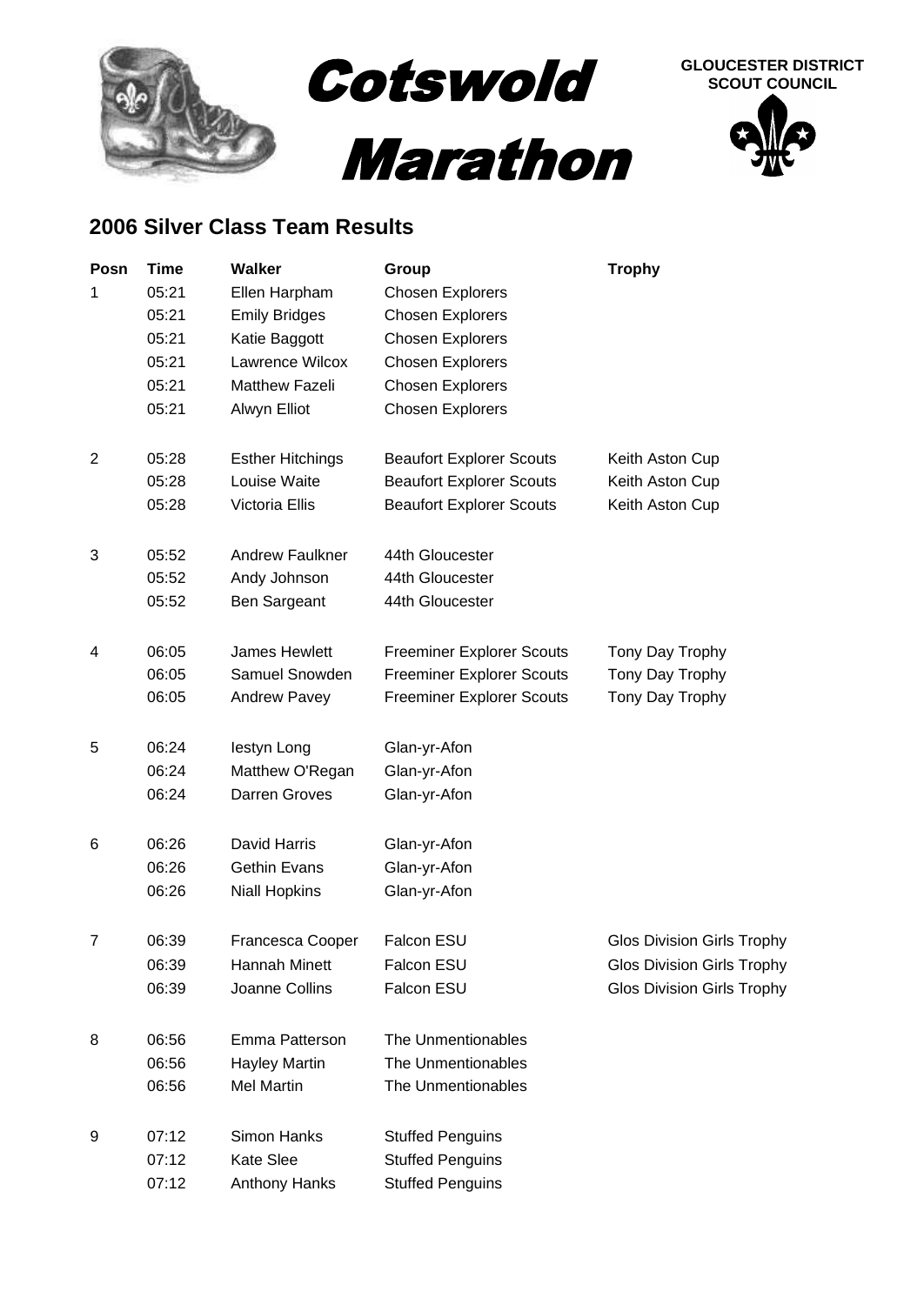# Cotswold Marathon

**GLOUCESTER DISTRICT SCOUT COUNCIL**

## 2006 Silver Class Team Results

| Posn | Time | Walker | Group | Trophy |
|---|---|---|---|---|
| 1 | 05:21 | Ellen Harpham | Chosen Explorers | |
| | 05:21 | Emily Bridges | Chosen Explorers | |
| | 05:21 | Katie Baggott | Chosen Explorers | |
| | 05:21 | Lawrence Wilcox | Chosen Explorers | |
| | 05:21 | Matthew Fazeli | Chosen Explorers | |
| | 05:21 | Alwyn Elliot | Chosen Explorers | |
| 2 | 05:28 | Esther Hitchings | Beaufort Explorer Scouts | Keith Aston Cup |
| | 05:28 | Louise Waite | Beaufort Explorer Scouts | Keith Aston Cup |
| | 05:28 | Victoria Ellis | Beaufort Explorer Scouts | Keith Aston Cup |
| 3 | 05:52 | Andrew Faulkner | 44th Gloucester | |
| | 05:52 | Andy Johnson | 44th Gloucester | |
| | 05:52 | Ben Sargeant | 44th Gloucester | |
| 4 | 06:05 | James Hewlett | Freeminer Explorer Scouts | Tony Day Trophy |
| | 06:05 | Samuel Snowden | Freeminer Explorer Scouts | Tony Day Trophy |
| | 06:05 | Andrew Pavey | Freeminer Explorer Scouts | Tony Day Trophy |
| 5 | 06:24 | Iestyn Long | Glan-yr-Afon | |
| | 06:24 | Matthew O'Regan | Glan-yr-Afon | |
| | 06:24 | Darren Groves | Glan-yr-Afon | |
| 6 | 06:26 | David Harris | Glan-yr-Afon | |
| | 06:26 | Gethin Evans | Glan-yr-Afon | |
| | 06:26 | Niall Hopkins | Glan-yr-Afon | |
| 7 | 06:39 | Francesca Cooper | Falcon ESU | Glos Division Girls Trophy |
| | 06:39 | Hannah Minett | Falcon ESU | Glos Division Girls Trophy |
| | 06:39 | Joanne Collins | Falcon ESU | Glos Division Girls Trophy |
| 8 | 06:56 | Emma Patterson | The Unmentionables | |
| | 06:56 | Hayley Martin | The Unmentionables | |
| | 06:56 | Mel Martin | The Unmentionables | |
| 9 | 07:12 | Simon Hanks | Stuffed Penguins | |
| | 07:12 | Kate Slee | Stuffed Penguins | |
| | 07:12 | Anthony Hanks | Stuffed Penguins | |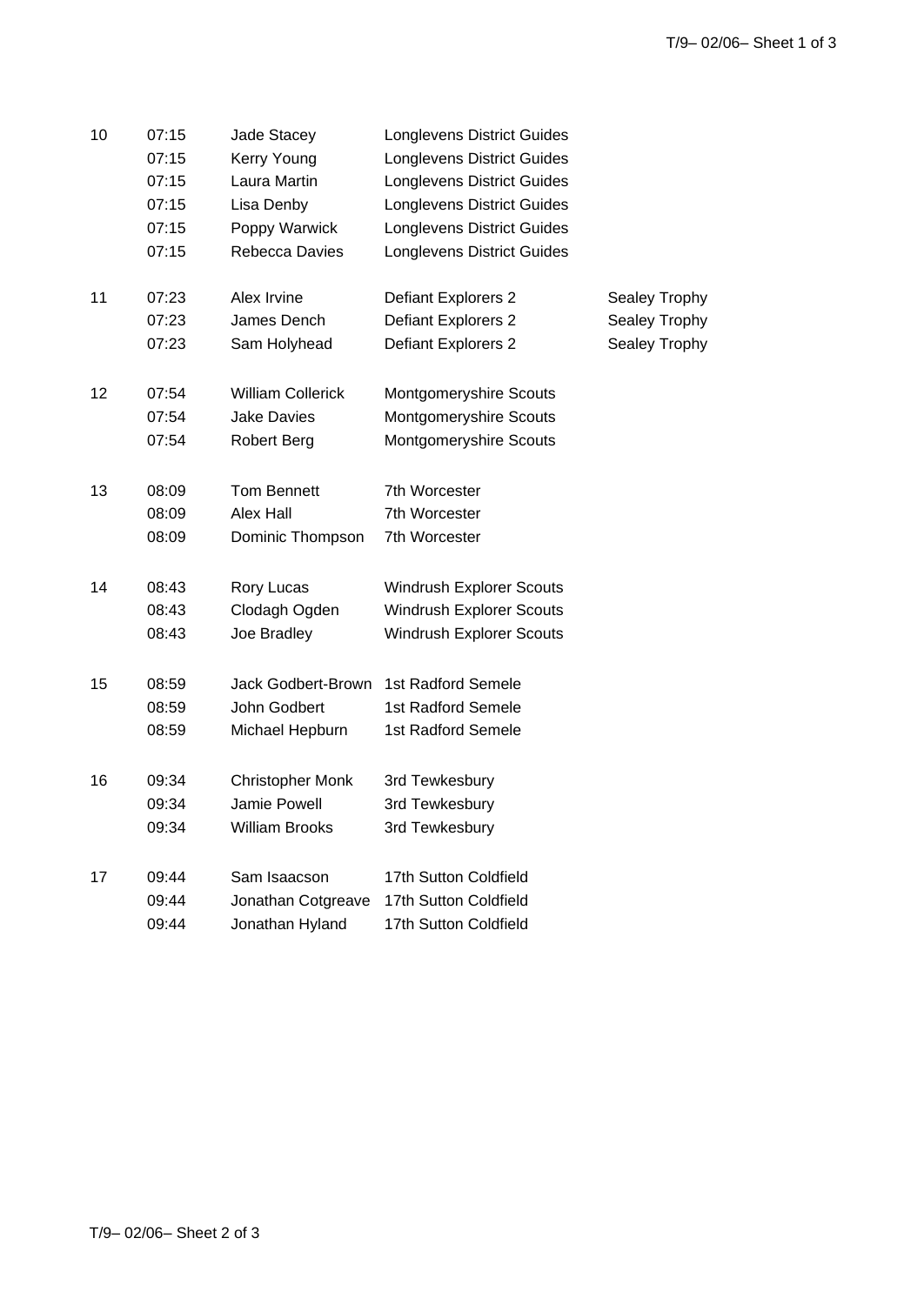| | | | | |
|---|---|---|---|---|
| 10 | 07:15 | Jade Stacey | Longlevens District Guides | |
| | 07:15 | Kerry Young | Longlevens District Guides | |
| | 07:15 | Laura Martin | Longlevens District Guides | |
| | 07:15 | Lisa Denby | Longlevens District Guides | |
| | 07:15 | Poppy Warwick | Longlevens District Guides | |
| | 07:15 | Rebecca Davies | Longlevens District Guides | |
| 11 | 07:23 | Alex Irvine | Defiant Explorers 2 | Sealey Trophy |
| | 07:23 | James Dench | Defiant Explorers 2 | Sealey Trophy |
| | 07:23 | Sam Holyhead | Defiant Explorers 2 | Sealey Trophy |
| 12 | 07:54 | William Collerick | Montgomeryshire Scouts | |
| | 07:54 | Jake Davies | Montgomeryshire Scouts | |
| | 07:54 | Robert Berg | Montgomeryshire Scouts | |
| 13 | 08:09 | Tom Bennett | 7th Worcester | |
| | 08:09 | Alex Hall | 7th Worcester | |
| | 08:09 | Dominic Thompson | 7th Worcester | |
| 14 | 08:43 | Rory Lucas | Windrush Explorer Scouts | |
| | 08:43 | Clodagh Ogden | Windrush Explorer Scouts | |
| | 08:43 | Joe Bradley | Windrush Explorer Scouts | |
| 15 | 08:59 | Jack Godbert-Brown | 1st Radford Semele | |
| | 08:59 | John Godbert | 1st Radford Semele | |
| | 08:59 | Michael Hepburn | 1st Radford Semele | |
| 16 | 09:34 | Christopher Monk | 3rd Tewkesbury | |
| | 09:34 | Jamie Powell | 3rd Tewkesbury | |
| | 09:34 | William Brooks | 3rd Tewkesbury | |
| 17 | 09:44 | Sam Isaacson | 17th Sutton Coldfield | |
| | 09:44 | Jonathan Cotgreave | 17th Sutton Coldfield | |
| | 09:44 | Jonathan Hyland | 17th Sutton Coldfield | |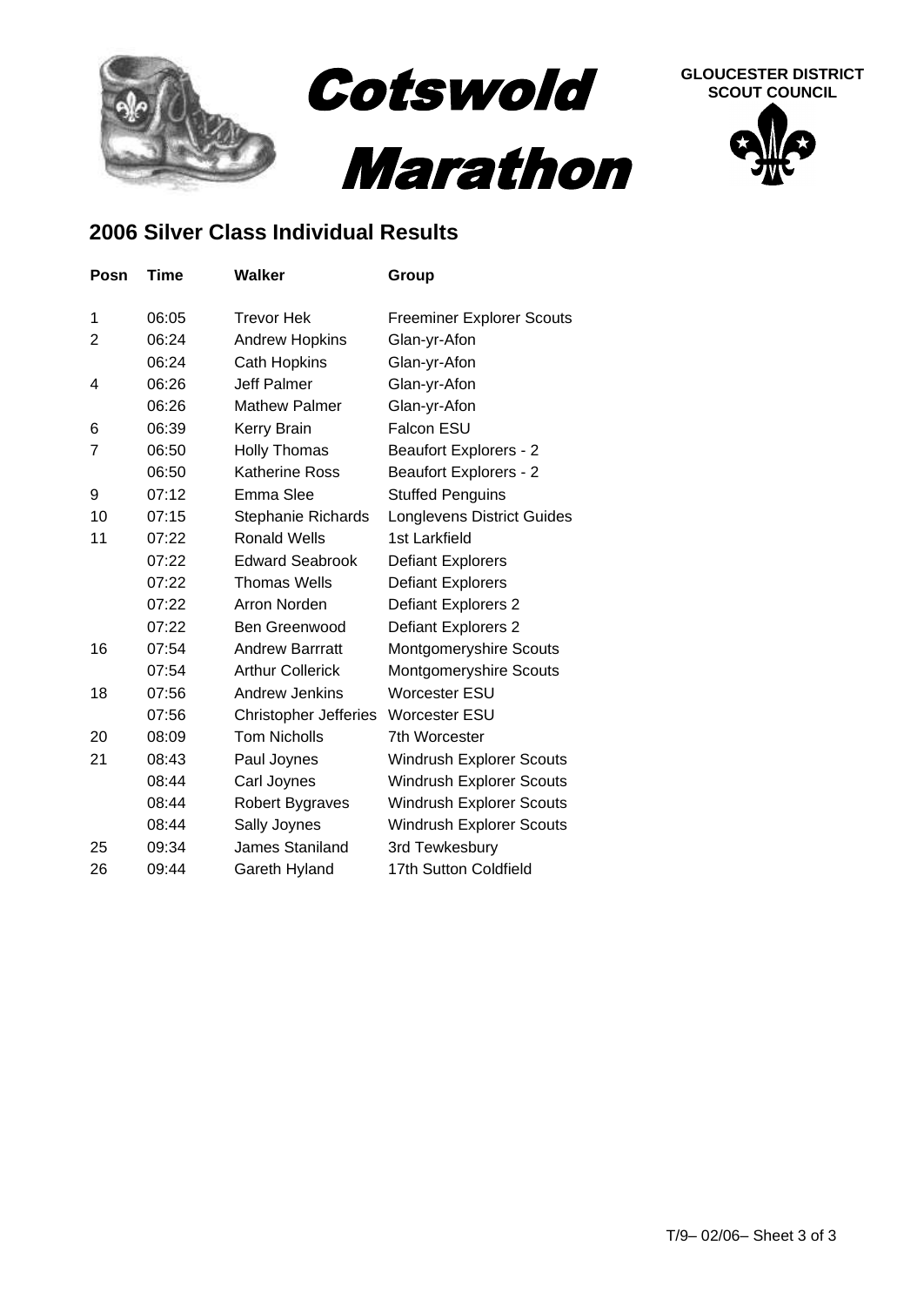Cotswold Marathon

GLOUCESTER DISTRICT SCOUT COUNCIL

## 2006 Silver Class Individual Results

| Posn | Time | Walker | Group |
|---|---|---|---|
| 1 | 06:05 | Trevor Hek | Freeminer Explorer Scouts |
| 2 | 06:24 | Andrew Hopkins | Glan-yr-Afon |
| | 06:24 | Cath Hopkins | Glan-yr-Afon |
| 4 | 06:26 | Jeff Palmer | Glan-yr-Afon |
| | 06:26 | Mathew Palmer | Glan-yr-Afon |
| 6 | 06:39 | Kerry Brain | Falcon ESU |
| 7 | 06:50 | Holly Thomas | Beaufort Explorers - 2 |
| | 06:50 | Katherine Ross | Beaufort Explorers - 2 |
| 9 | 07:12 | Emma Slee | Stuffed Penguins |
| 10 | 07:15 | Stephanie Richards | Longlevens District Guides |
| 11 | 07:22 | Ronald Wells | 1st Larkfield |
| | 07:22 | Edward Seabrook | Defiant Explorers |
| | 07:22 | Thomas Wells | Defiant Explorers |
| | 07:22 | Arron Norden | Defiant Explorers 2 |
| | 07:22 | Ben Greenwood | Defiant Explorers 2 |
| 16 | 07:54 | Andrew Barrratt | Montgomeryshire Scouts |
| | 07:54 | Arthur Collerick | Montgomeryshire Scouts |
| 18 | 07:56 | Andrew Jenkins | Worcester ESU |
| | 07:56 | Christopher Jefferies | Worcester ESU |
| 20 | 08:09 | Tom Nicholls | 7th Worcester |
| 21 | 08:43 | Paul Joynes | Windrush Explorer Scouts |
| | 08:44 | Carl Joynes | Windrush Explorer Scouts |
| | 08:44 | Robert Bygraves | Windrush Explorer Scouts |
| | 08:44 | Sally Joynes | Windrush Explorer Scouts |
| 25 | 09:34 | James Staniland | 3rd Tewkesbury |
| 26 | 09:44 | Gareth Hyland | 17th Sutton Coldfield |

T/9– 02/06– Sheet 3 of 3